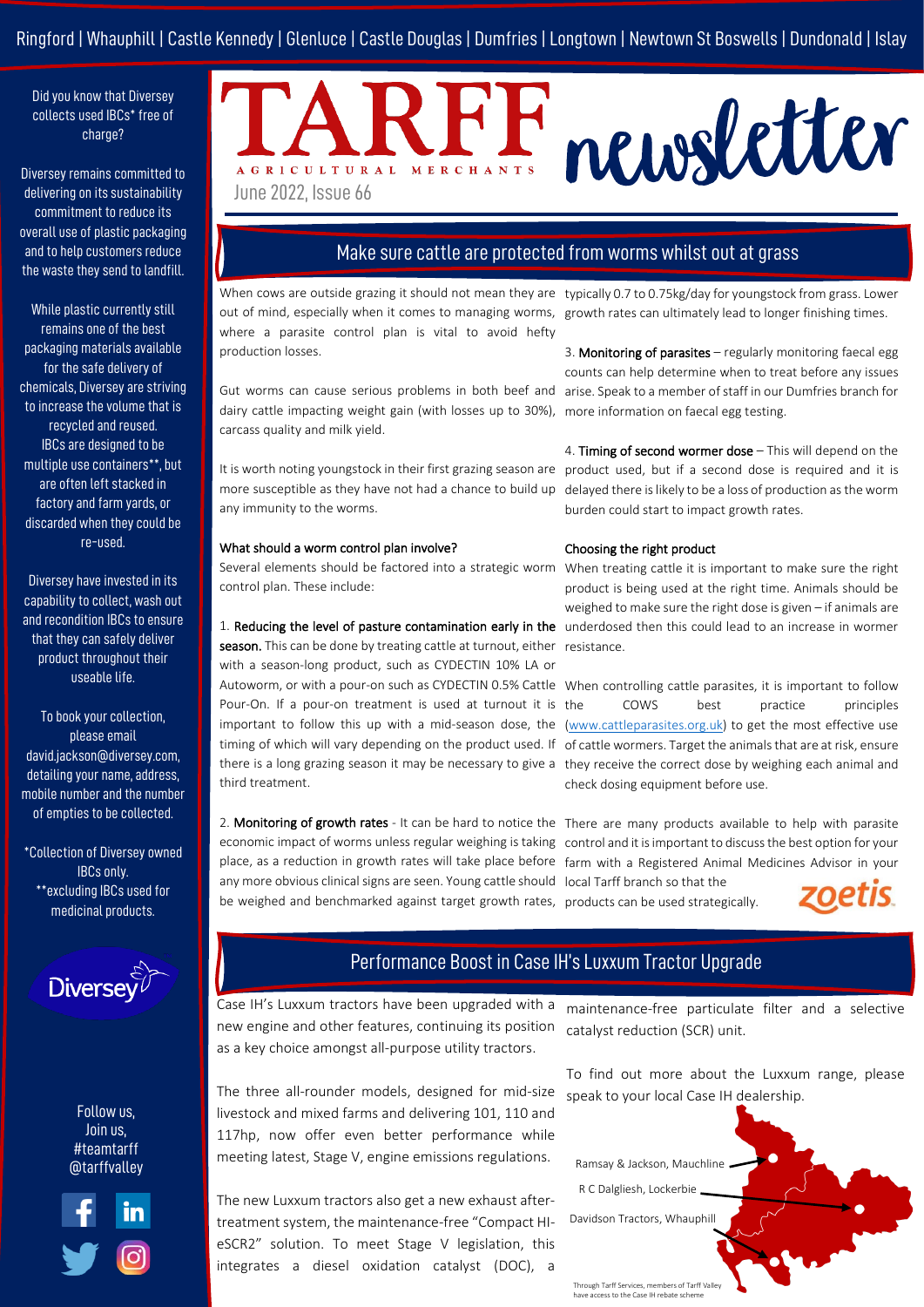Ringford | Whauphill | Castle Kennedy | Glenluce | Castle Douglas | Dumfries | Longtown | Newtown St Boswells | Dundonald | Islay

# TARFF newsletter

AGRICULTURAL MERCHANTS

June 2022, Issue 66

## Make sure cattle are protected from worms whilst out at grass

When cows are outside grazing it should not mean they are out of mind, especially when it comes to managing worms, where a parasite control plan is vital to avoid hefty production losses.

Gut worms can cause serious problems in both beef and dairy cattle impacting weight gain (with losses up to 30%), carcass quality and milk yield.

It is worth noting youngstock in their first grazing season are more susceptible as they have not had a chance to build up any immunity to the worms.

### What should a worm control plan involve?

Several elements should be factored into a strategic worm control plan. These include:

1. **Reducing the level of pasture contamination early in the season.** This can be done by treating cattle at turnout, either with a season-long product, such as CYDECTIN 10% LA or Autoworm, or with a pour-on such as CYDECTIN 0.5% Cattle Pour-On. If a pour-on treatment is used at turnout it is important to follow this up with a mid-season dose, the timing of which will vary depending on the product used. If there is a long grazing season it may be necessary to give a third treatment.

2. **Monitoring of growth rates** - It can be hard to notice the economic impact of worms unless regular weighing is taking place, as a reduction in growth rates will take place before any more obvious clinical signs are seen. Young cattle should be weighed and benchmarked against target growth rates, typically 0.7 to 0.75kg/day for youngstock from grass. Lower growth rates can ultimately lead to longer finishing times.

3. **Monitoring of parasites** – regularly monitoring faecal egg counts can help determine when to treat before any issues arise. Speak to a member of staff in our Dumfries branch for more information on faecal egg testing.

4. **Timing of second wormer dose** – This will depend on the product used, but if a second dose is required and it is delayed there is likely to be a loss of production as the worm burden could start to impact growth rates.

### Choosing the right product

When treating cattle it is important to make sure the right product is being used at the right time. Animals should be weighed to make sure the right dose is given – if animals are underdosed then this could lead to an increase in wormer resistance.

When controlling cattle parasites, it is important to follow the COWS best practice principles (www.cattleparasites.org.uk) to get the most effective use of cattle wormers. Target the animals that are at risk, ensure they receive the correct dose by weighing each animal and check dosing equipment before use.

There are many products available to help with parasite control and it is important to discuss the best option for your farm with a Registered Animal Medicines Advisor in your local Tarff branch so that the products can be used strategically.

zoetis

## Performance Boost in Case IH's Luxxum Tractor Upgrade

Case IH's Luxxum tractors have been upgraded with a new engine and other features, continuing its position as a key choice amongst all-purpose utility tractors.

The three all-rounder models, designed for mid-size livestock and mixed farms and delivering 101, 110 and 117hp, now offer even better performance while meeting latest, Stage V, engine emissions regulations.

The new Luxxum tractors also get a new exhaust after-treatment system, the maintenance-free "Compact HI-eSCR2" solution. To meet Stage V legislation, this integrates a diesel oxidation catalyst (DOC), a maintenance-free particulate filter and a selective catalyst reduction (SCR) unit.

To find out more about the Luxxum range, please speak to your local Case IH dealership.

Ramsay & Jackson, Mauchline

R C Dalgliesh, Lockerbie

Davidson Tractors, Whauphill

Through Tarff Services, members of Tarff Valley have access to the Case IH rebate scheme

---

Did you know that Diversey collects used IBCs* free of charge?

Diversey remains committed to delivering on its sustainability commitment to reduce its overall use of plastic packaging and to help customers reduce the waste they send to landfill.

While plastic currently still remains one of the best packaging materials available for the safe delivery of chemicals, Diversey are striving to increase the volume that is recycled and reused. IBCs are designed to be multiple use containers**, but are often left stacked in factory and farm yards, or discarded when they could be re-used.

Diversey have invested in its capability to collect, wash out and recondition IBCs to ensure that they can safely deliver product throughout their useable life.

To book your collection, please email david.jackson@diversey.com, detailing your name, address, mobile number and the number of empties to be collected.

*Collection of Diversey owned IBCs only.
**excluding IBCs used for medicinal products.

Diversey

Follow us,
Join us,
#teamtarff
@tarffvalley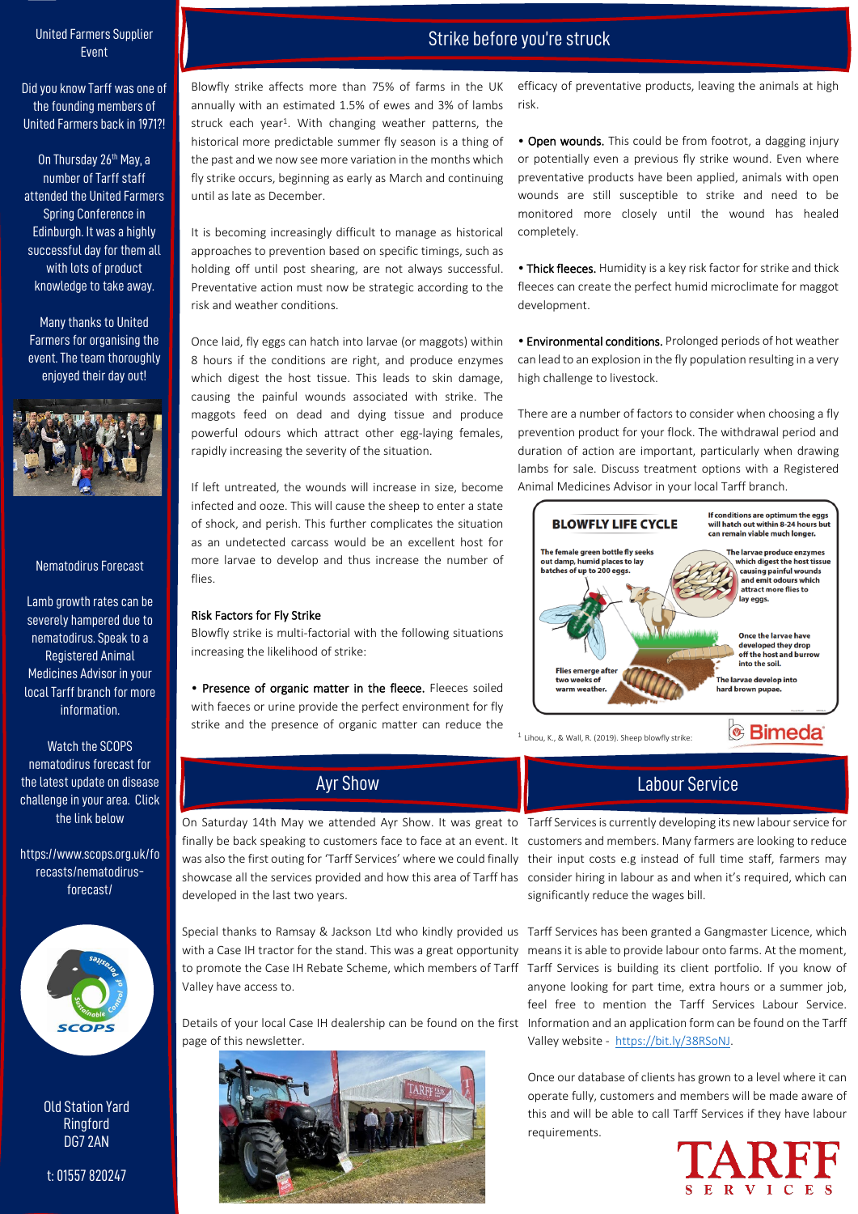## United Farmers Supplier Event

Did you know Tarff was one of the founding members of United Farmers back in 1971?!

On Thursday 26th May, a number of Tarff staff attended the United Farmers Spring Conference in Edinburgh. It was a highly successful day for them all with lots of product knowledge to take away.

Many thanks to United Farmers for organising the event. The team thoroughly enjoyed their day out!

## Nematodirus Forecast

Lamb growth rates can be severely hampered due to nematodirus. Speak to a Registered Animal Medicines Advisor in your local Tarff branch for more information.

Watch the SCOPS nematodirus forecast for the latest update on disease challenge in your area. Click the link below

https://www.scops.org.uk/forecasts/nematodirus-forecast/

Old Station Yard
Ringford
DG7 2AN

t: 01557 820247

## Strike before you're struck

Blowfly strike affects more than 75% of farms in the UK annually with an estimated 1.5% of ewes and 3% of lambs struck each year[1]. With changing weather patterns, the historical more predictable summer fly season is a thing of the past and we now see more variation in the months which fly strike occurs, beginning as early as March and continuing until as late as December.

It is becoming increasingly difficult to manage as historical approaches to prevention based on specific timings, such as holding off until post shearing, are not always successful. Preventative action must now be strategic according to the risk and weather conditions.

Once laid, fly eggs can hatch into larvae (or maggots) within 8 hours if the conditions are right, and produce enzymes which digest the host tissue. This leads to skin damage, causing the painful wounds associated with strike. The maggots feed on dead and dying tissue and produce powerful odours which attract other egg-laying females, rapidly increasing the severity of the situation.

If left untreated, the wounds will increase in size, become infected and ooze. This will cause the sheep to enter a state of shock, and perish. This further complicates the situation as an undetected carcass would be an excellent host for more larvae to develop and thus increase the number of flies.

### Risk Factors for Fly Strike

Blowfly strike is multi-factorial with the following situations increasing the likelihood of strike:

- **Presence of organic matter in the fleece.** Fleeces soiled with faeces or urine provide the perfect environment for fly strike and the presence of organic matter can reduce the efficacy of preventative products, leaving the animals at high risk.
- **Open wounds.** This could be from footrot, a dagging injury or potentially even a previous fly strike wound. Even where preventative products have been applied, animals with open wounds are still susceptible to strike and need to be monitored more closely until the wound has healed completely.
- **Thick fleeces.** Humidity is a key risk factor for strike and thick fleeces can create the perfect humid microclimate for maggot development.
- **Environmental conditions.** Prolonged periods of hot weather can lead to an explosion in the fly population resulting in a very high challenge to livestock.

There are a number of factors to consider when choosing a fly prevention product for your flock. The withdrawal period and duration of action are important, particularly when drawing lambs for sale. Discuss treatment options with a Registered Animal Medicines Advisor in your local Tarff branch.

BLOWFLY LIFE CYCLE

If conditions are optimum the eggs will hatch out within 8-24 hours but can remain viable much longer.

The female green bottle fly seeks out damp, humid places to lay batches of up to 200 eggs.

The larvae produce enzymes which digest the host tissue causing painful wounds and emit odours which attract more flies to lay eggs.

Once the larvae have developed they drop off the host and burrow into the soil.

Flies emerge after two weeks of warm weather.

The larvae develop into hard brown pupae.

[1] Lihou, K., & Wall, R. (2019). Sheep blowfly strike:

Bimeda

## Ayr Show

On Saturday 14th May we attended Ayr Show. It was great to finally be back speaking to customers face to face at an event. It was also the first outing for 'Tarff Services' where we could finally showcase all the services provided and how this area of Tarff has developed in the last two years.

Special thanks to Ramsay & Jackson Ltd who kindly provided us with a Case IH tractor for the stand. This was a great opportunity to promote the Case IH Rebate Scheme, which members of Tarff Valley have access to.

Details of your local Case IH dealership can be found on the first page of this newsletter.

## Labour Service

Tarff Services is currently developing its new labour service for customers and members. Many farmers are looking to reduce their input costs e.g instead of full time staff, farmers may consider hiring in labour as and when it's required, which can significantly reduce the wages bill.

Tarff Services has been granted a Gangmaster Licence, which means it is able to provide labour onto farms. At the moment, Tarff Services is building its client portfolio. If you know of anyone looking for part time, extra hours or a summer job, feel free to mention the Tarff Services Labour Service. Information and an application form can be found on the Tarff Valley website - https://bit.ly/38RSoNJ.

Once our database of clients has grown to a level where it can operate fully, customers and members will be made aware of this and will be able to call Tarff Services if they have labour requirements.

TARFF SERVICES